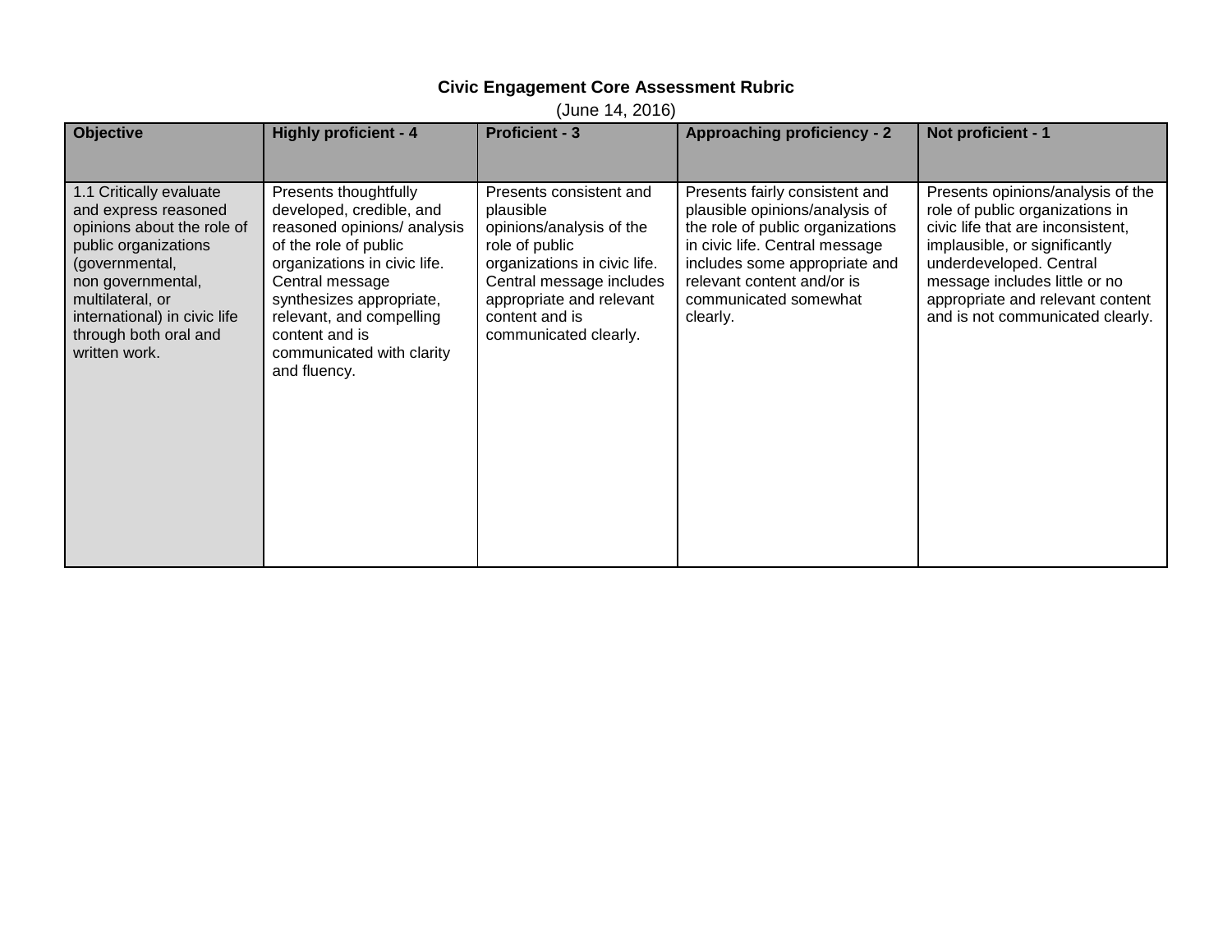**Civic Engagement Core Assessment Rubric**

(June 14, 2016)

| Objective | Highly proficient - 4 | Proficient - 3 | Approaching proficiency - 2 | Not proficient - 1 |
|---|---|---|---|---|
| 1.1 Critically evaluate and express reasoned opinions about the role of public organizations (governmental, non governmental, multilateral, or international) in civic life through both oral and written work. | Presents thoughtfully developed, credible, and reasoned opinions/ analysis of the role of public organizations in civic life. Central message synthesizes appropriate, relevant, and compelling content and is communicated with clarity and fluency. | Presents consistent and plausible opinions/analysis of the role of public organizations in civic life. Central message includes appropriate and relevant content and is communicated clearly. | Presents fairly consistent and plausible opinions/analysis of the role of public organizations in civic life. Central message includes some appropriate and relevant content and/or is communicated somewhat clearly. | Presents opinions/analysis of the role of public organizations in civic life that are inconsistent, implausible, or significantly underdeveloped. Central message includes little or no appropriate and relevant content and is not communicated clearly. |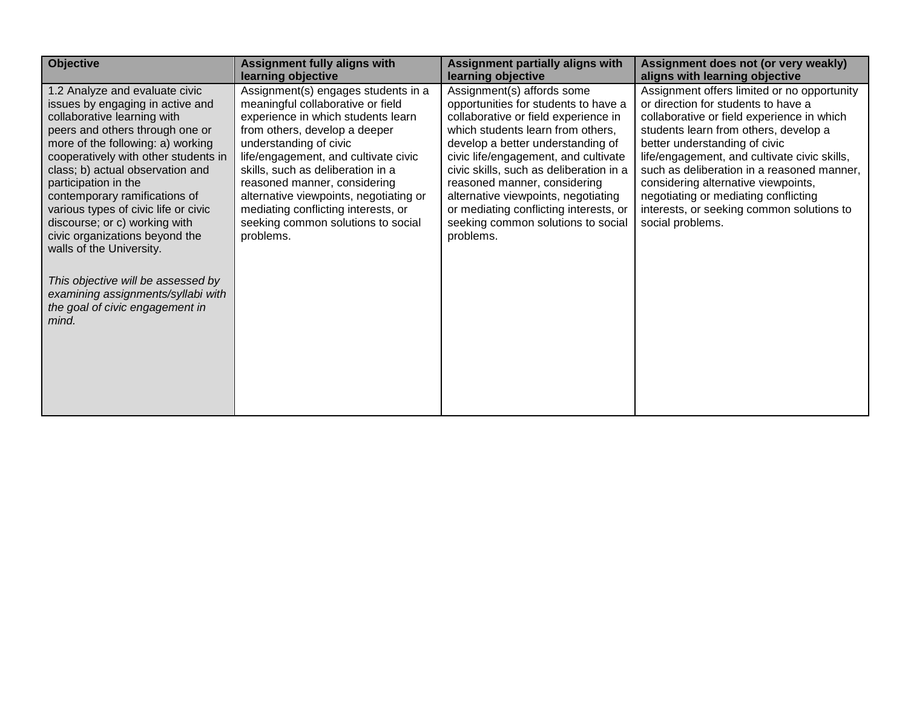| Objective | Assignment fully aligns with learning objective | Assignment partially aligns with learning objective | Assignment does not (or very weakly) aligns with learning objective |
|---|---|---|---|
| 1.2 Analyze and evaluate civic issues by engaging in active and collaborative learning with peers and others through one or more of the following: a) working cooperatively with other students in class; b) actual observation and participation in the contemporary ramifications of various types of civic life or civic discourse; or c) working with civic organizations beyond the walls of the University.<br><br>*This objective will be assessed by examining assignments/syllabi with the goal of civic engagement in mind.* | Assignment(s) engages students in a meaningful collaborative or field experience in which students learn from others, develop a deeper understanding of civic life/engagement, and cultivate civic skills, such as deliberation in a reasoned manner, considering alternative viewpoints, negotiating or mediating conflicting interests, or seeking common solutions to social problems. | Assignment(s) affords some opportunities for students to have a collaborative or field experience in which students learn from others, develop a better understanding of civic life/engagement, and cultivate civic skills, such as deliberation in a reasoned manner, considering alternative viewpoints, negotiating or mediating conflicting interests, or seeking common solutions to social problems. | Assignment offers limited or no opportunity or direction for students to have a collaborative or field experience in which students learn from others, develop a better understanding of civic life/engagement, and cultivate civic skills, such as deliberation in a reasoned manner, considering alternative viewpoints, negotiating or mediating conflicting interests, or seeking common solutions to social problems. |